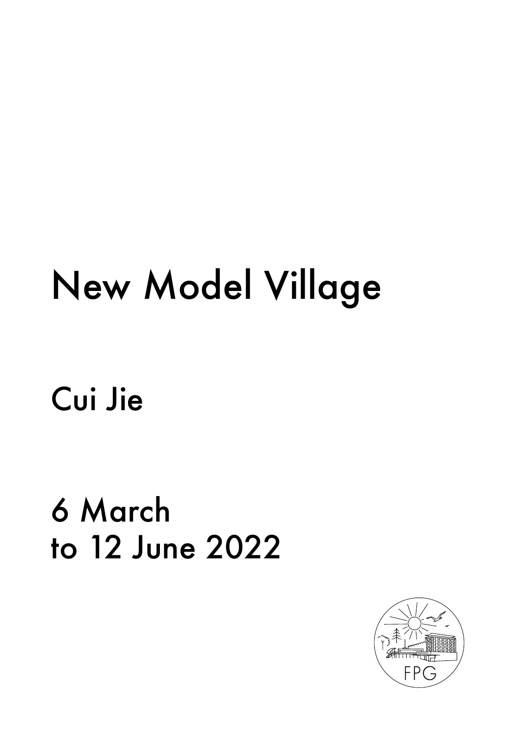# New Model Village

## Cui Jie

## 6 March to 12 June 2022

FPG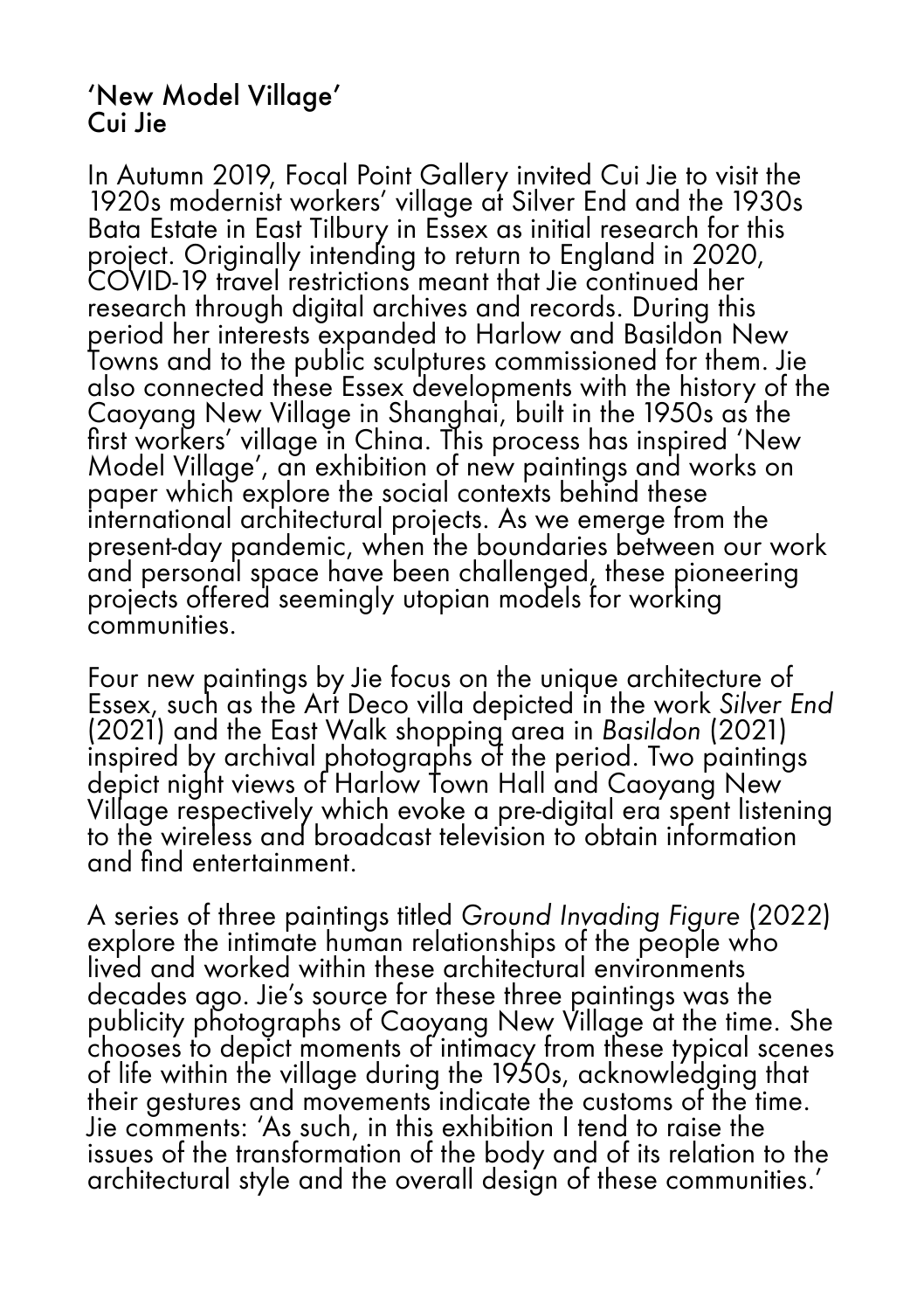## 'New Model Village'
## Cui Jie

In Autumn 2019, Focal Point Gallery invited Cui Jie to visit the 1920s modernist workers' village at Silver End and the 1930s Bata Estate in East Tilbury in Essex as initial research for this project. Originally intending to return to England in 2020, COVID-19 travel restrictions meant that Jie continued her research through digital archives and records. During this period her interests expanded to Harlow and Basildon New Towns and to the public sculptures commissioned for them. Jie also connected these Essex developments with the history of the Caoyang New Village in Shanghai, built in the 1950s as the first workers' village in China. This process has inspired 'New Model Village', an exhibition of new paintings and works on paper which explore the social contexts behind these international architectural projects. As we emerge from the present-day pandemic, when the boundaries between our work and personal space have been challenged, these pioneering projects offered seemingly utopian models for working communities.

Four new paintings by Jie focus on the unique architecture of Essex, such as the Art Deco villa depicted in the work *Silver End* (2021) and the East Walk shopping area in *Basildon* (2021) inspired by archival photographs of the period. Two paintings depict night views of Harlow Town Hall and Caoyang New Village respectively which evoke a pre-digital era spent listening to the wireless and broadcast television to obtain information and find entertainment.

A series of three paintings titled *Ground Invading Figure* (2022) explore the intimate human relationships of the people who lived and worked within these architectural environments decades ago. Jie's source for these three paintings was the publicity photographs of Caoyang New Village at the time. She chooses to depict moments of intimacy from these typical scenes of life within the village during the 1950s, acknowledging that their gestures and movements indicate the customs of the time. Jie comments: 'As such, in this exhibition I tend to raise the issues of the transformation of the body and of its relation to the architectural style and the overall design of these communities.'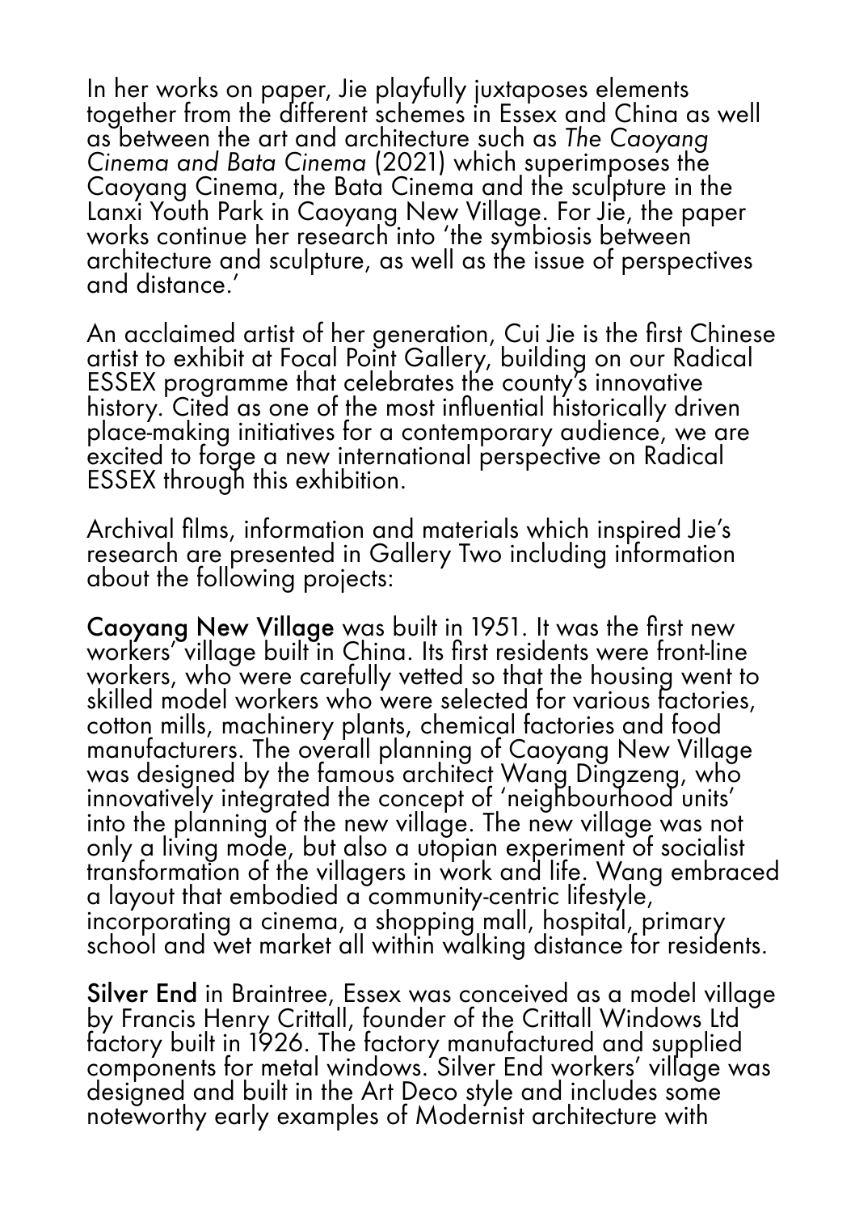In her works on paper, Jie playfully juxtaposes elements together from the different schemes in Essex and China as well as between the art and architecture such as *The Caoyang Cinema and Bata Cinema* (2021) which superimposes the Caoyang Cinema, the Bata Cinema and the sculpture in the Lanxi Youth Park in Caoyang New Village. For Jie, the paper works continue her research into 'the symbiosis between architecture and sculpture, as well as the issue of perspectives and distance.'

An acclaimed artist of her generation, Cui Jie is the first Chinese artist to exhibit at Focal Point Gallery, building on our Radical ESSEX programme that celebrates the county's innovative history. Cited as one of the most influential historically driven place-making initiatives for a contemporary audience, we are excited to forge a new international perspective on Radical ESSEX through this exhibition.

Archival films, information and materials which inspired Jie's research are presented in Gallery Two including information about the following projects:

**Caoyang New Village** was built in 1951. It was the first new workers' village built in China. Its first residents were front-line workers, who were carefully vetted so that the housing went to skilled model workers who were selected for various factories, cotton mills, machinery plants, chemical factories and food manufacturers. The overall planning of Caoyang New Village was designed by the famous architect Wang Dingzeng, who innovatively integrated the concept of 'neighbourhood units' into the planning of the new village. The new village was not only a living mode, but also a utopian experiment of socialist transformation of the villagers in work and life. Wang embraced a layout that embodied a community-centric lifestyle, incorporating a cinema, a shopping mall, hospital, primary school and wet market all within walking distance for residents.

**Silver End** in Braintree, Essex was conceived as a model village by Francis Henry Crittall, founder of the Crittall Windows Ltd factory built in 1926. The factory manufactured and supplied components for metal windows. Silver End workers' village was designed and built in the Art Deco style and includes some noteworthy early examples of Modernist architecture with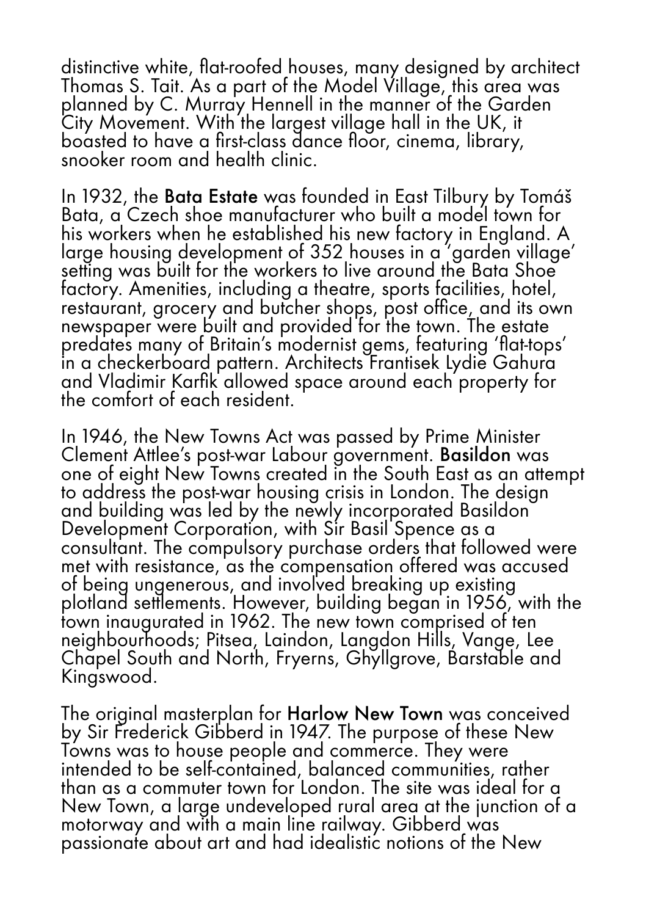distinctive white, flat-roofed houses, many designed by architect Thomas S. Tait. As a part of the Model Village, this area was planned by C. Murray Hennell in the manner of the Garden City Movement. With the largest village hall in the UK, it boasted to have a first-class dance floor, cinema, library, snooker room and health clinic.

In 1932, the **Bata Estate** was founded in East Tilbury by Tomáš Bata, a Czech shoe manufacturer who built a model town for his workers when he established his new factory in England. A large housing development of 352 houses in a 'garden village' setting was built for the workers to live around the Bata Shoe factory. Amenities, including a theatre, sports facilities, hotel, restaurant, grocery and butcher shops, post office, and its own newspaper were built and provided for the town. The estate predates many of Britain's modernist gems, featuring 'flat-tops' in a checkerboard pattern. Architects Frantisek Lydie Gahura and Vladimir Karfik allowed space around each property for the comfort of each resident.

In 1946, the New Towns Act was passed by Prime Minister Clement Attlee's post-war Labour government. **Basildon** was one of eight New Towns created in the South East as an attempt to address the post-war housing crisis in London. The design and building was led by the newly incorporated Basildon Development Corporation, with Sir Basil Spence as a consultant. The compulsory purchase orders that followed were met with resistance, as the compensation offered was accused of being ungenerous, and involved breaking up existing plotland settlements. However, building began in 1956, with the town inaugurated in 1962. The new town comprised of ten neighbourhoods; Pitsea, Laindon, Langdon Hills, Vange, Lee Chapel South and North, Fryerns, Ghyllgrove, Barstable and Kingswood.

The original masterplan for **Harlow New Town** was conceived by Sir Frederick Gibberd in 1947. The purpose of these New Towns was to house people and commerce. They were intended to be self-contained, balanced communities, rather than as a commuter town for London. The site was ideal for a New Town, a large undeveloped rural area at the junction of a motorway and with a main line railway. Gibberd was passionate about art and had idealistic notions of the New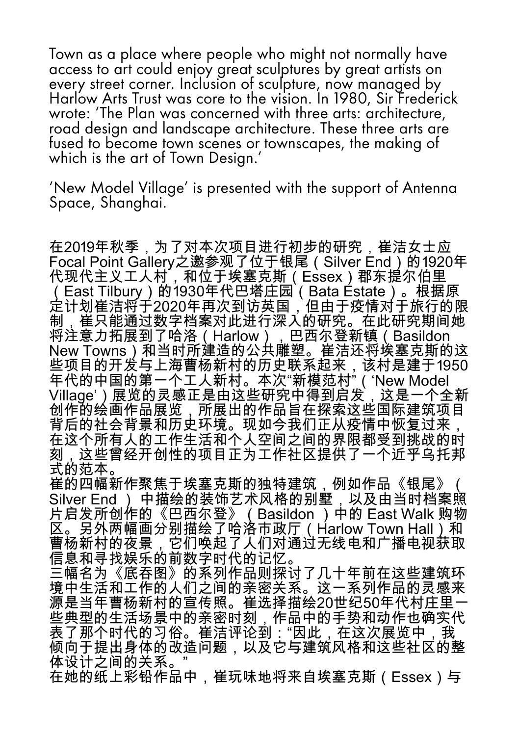Town as a place where people who might not normally have access to art could enjoy great sculptures by great artists on every street corner. Inclusion of sculpture, now managed by Harlow Arts Trust was core to the vision. In 1980, Sir Frederick wrote: 'The Plan was concerned with three arts: architecture, road design and landscape architecture. These three arts are fused to become town scenes or townscapes, the making of which is the art of Town Design.'

'New Model Village' is presented with the support of Antenna Space, Shanghai.

在2019年秋季，为了对本次项目进行初步的研究，崔洁女士应Focal Point Gallery之邀参观了位于银尾（Silver End）的1920年代现代主义工人村，和位于埃塞克斯（Essex）郡东提尔伯里（East Tilbury）的1930年代巴塔庄园（Bata Estate）。根据原定计划崔洁将于2020年再次到访英国，但由于疫情对于旅行的限制，崔只能通过数字档案对此进行深入的研究。在此研究期间她将注意力拓展到了哈洛（Harlow），巴西尔登新镇（Basildon New Towns）和当时所建造的公共雕塑。崔洁还将埃塞克斯的这些项目的开发与上海曹杨新村的历史联系起来，该村是建于1950年代的中国的第一个工人新村。本次"新模范村"（'New Model Village'）展览的灵感正是由这些研究中得到启发，这是一个全新创作的绘画作品展览，所展出的作品旨在探索这些国际建筑项目背后的社会背景和历史环境。现如今我们正从疫情中恢复过来，在这个所有人的工作生活和个人空间之间的界限都受到挑战的时刻，这些曾经开创性的项目正为工作社区提供了一个近乎乌托邦式的范本。
崔的四幅新作聚焦于埃塞克斯的独特建筑，例如作品《银尾》（Silver End ）中描绘的装饰艺术风格的别墅，以及由当时档案照片启发所创作的《巴西尔登》（Basildon ）中的 East Walk 购物区。另外两幅画分别描绘了哈洛市政厅（Harlow Town Hall）和曹杨新村的夜景，它们唤起了人们对通过无线电和广播电视获取信息和寻找娱乐的前数字时代的记忆。
三幅名为《底吞图》的系列作品则探讨了几十年前在这些建筑环境中生活和工作的人们之间的亲密关系。这一系列作品的灵感来源是当年曹杨新村的宣传照。崔选择描绘20世纪50年代村庄里一些典型的生活场景中的亲密时刻，作品中的手势和动作也确实代表了那个时代的习俗。崔洁评论到："因此，在这次展览中，我倾向于提出身体的改造问题，以及它与建筑风格和这些社区的整体设计之间的关系。"
在她的纸上彩铅作品中，崔玩味地将来自埃塞克斯（Essex）与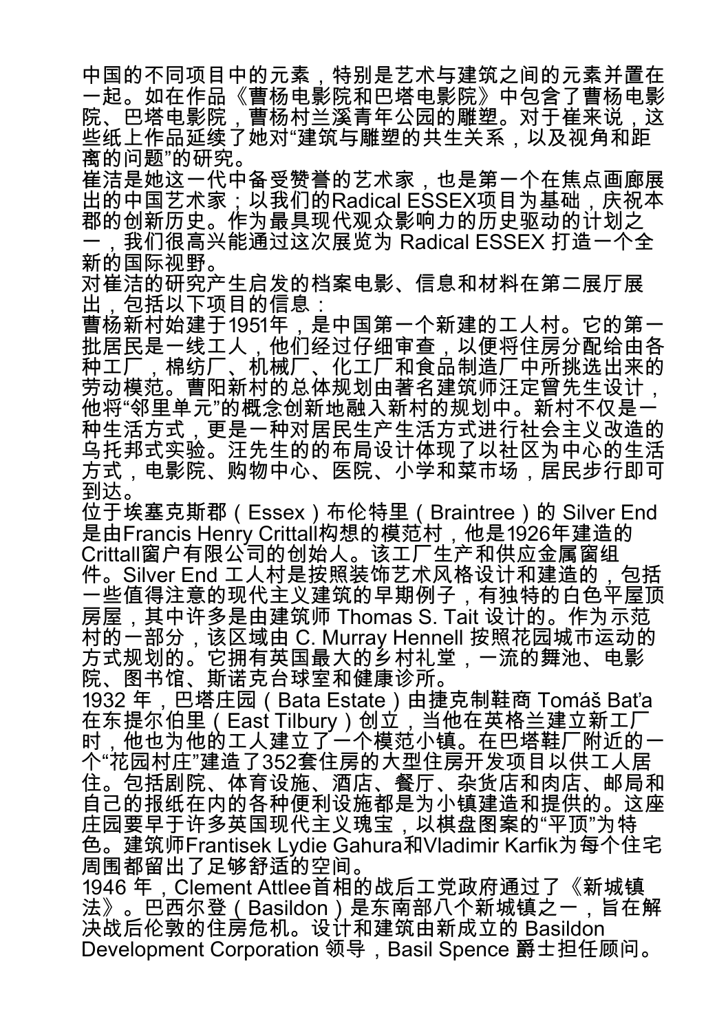中国的不同项目中的元素，特别是艺术与建筑之间的元素并置在一起。如在作品《曹杨电影院和巴塔电影院》中包含了曹杨电影院、巴塔电影院，曹杨村兰溪青年公园的雕塑。对于崔来说，这些纸上作品延续了她对“建筑与雕塑的共生关系，以及视角和距离的问题”的研究。

崔洁是她这一代中备受赞誉的艺术家，也是第一个在焦点画廊展出的中国艺术家；以我们的Radical ESSEX项目为基础，庆祝本郡的创新历史。作为最具现代观众影响力的历史驱动的计划之一，我们很高兴能通过这次展览为 Radical ESSEX 打造一个全新的国际视野。

对崔洁的研究产生启发的档案电影、信息和材料在第二展厅展出，包括以下项目的信息：

曹杨新村始建于1951年，是中国第一个新建的工人村。它的第一批居民是一线工人，他们经过仔细审查，以便将住房分配给由各种工厂，棉纺厂、机械厂、化工厂和食品制造厂中所挑选出来的劳动模范。曹阳新村的总体规划由著名建筑师汪定曾先生设计，他将“邻里单元”的概念创新地融入新村的规划中。新村不仅是一种生活方式，更是一种对居民生产生活方式进行社会主义改造的乌托邦式实验。汪先生的的布局设计体现了以社区为中心的生活方式，电影院、购物中心、医院、小学和菜市场，居民步行即可到达。

位于埃塞克斯郡（Essex）布伦特里（Braintree）的 Silver End 是由Francis Henry Crittall构想的模范村，他是1926年建造的Crittall窗户有限公司的创始人。该工厂生产和供应金属窗组件。Silver End 工人村是按照装饰艺术风格设计和建造的，包括一些值得注意的现代主义建筑的早期例子，有独特的白色平屋顶房屋，其中许多是由建筑师 Thomas S. Tait 设计的。作为示范村的一部分，该区域由 C. Murray Hennell 按照花园城市运动的方式规划的。它拥有英国最大的乡村礼堂，一流的舞池、电影院、图书馆、斯诺克台球室和健康诊所。

1932 年，巴塔庄园（Bata Estate）由捷克制鞋商 Tomáš Baťa 在东提尔伯里（East Tilbury）创立，当他在英格兰建立新工厂时，他也为他的工人建立了一个模范小镇。在巴塔鞋厂附近的一个“花园村庄”建造了352套住房的大型住房开发项目以供工人居住。包括剧院、体育设施、酒店、餐厅、杂货店和肉店、邮局和自己的报纸在内的各种便利设施都是为小镇建造和提供的。这座庄园要早于许多英国现代主义瑰宝，以棋盘图案的“平顶”为特色。建筑师Frantisek Lydie Gahura和Vladimir Karfik为每个住宅周围都留出了足够舒适的空间。

1946 年，Clement Attlee首相的战后工党政府通过了《新城镇法》。巴西尔登（Basildon）是东南部八个新城镇之一，旨在解决战后伦敦的住房危机。设计和建筑由新成立的 Basildon Development Corporation 领导，Basil Spence 爵士担任顾问。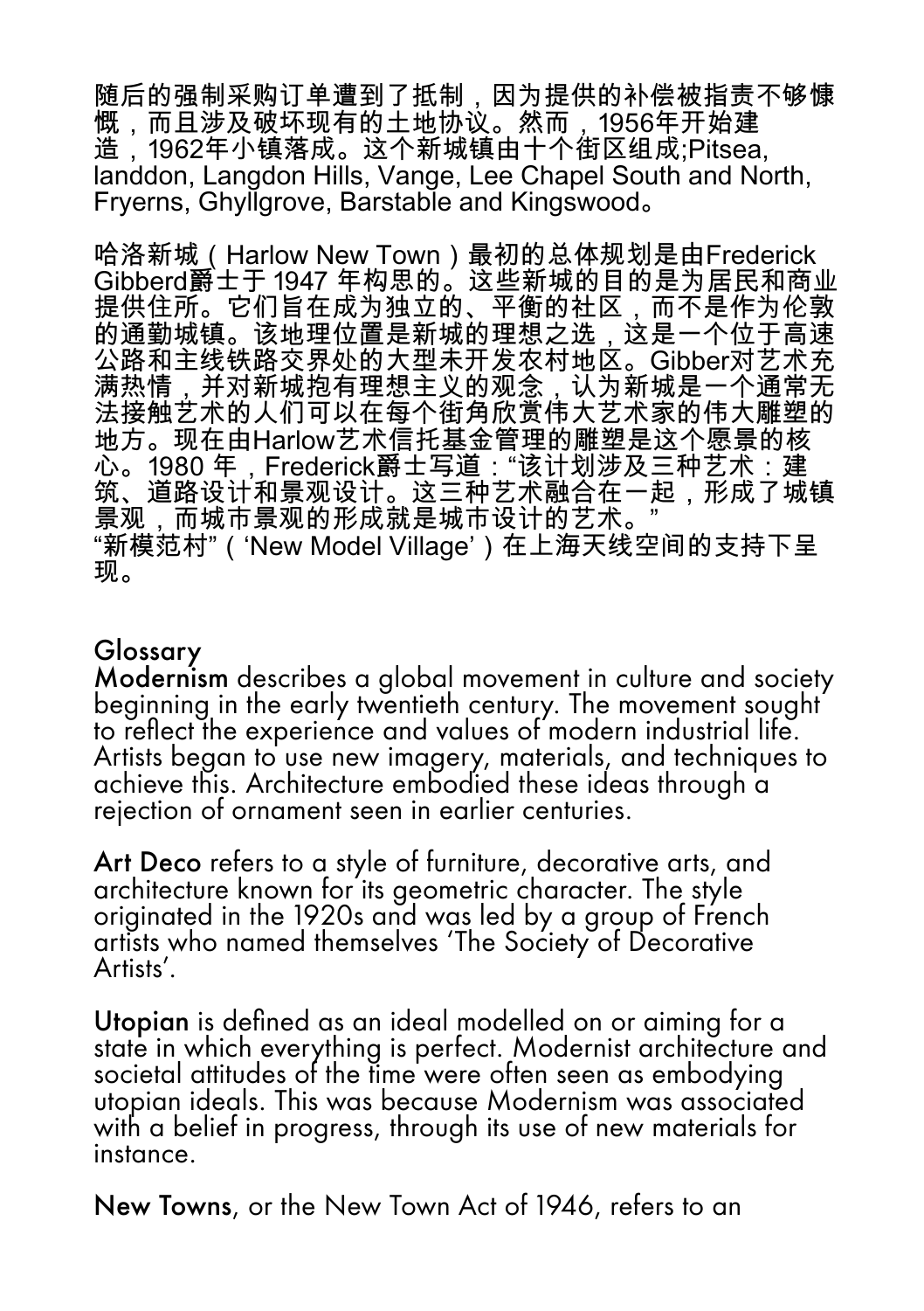随后的强制采购订单遭到了抵制，因为提供的补偿被指责不够慷慨，而且涉及破坏现有的土地协议。然而，1956年开始建造，1962年小镇落成。这个新城镇由十个街区组成;Pitsea, landdon, Langdon Hills, Vange, Lee Chapel South and North, Fryerns, Ghyllgrove, Barstable and Kingswood。

哈洛新城（Harlow New Town）最初的总体规划是由Frederick Gibberd爵士于 1947 年构思的。这些新城的目的是为居民和商业提供住所。它们旨在成为独立的、平衡的社区，而不是作为伦敦的通勤城镇。该地理位置是新城的理想之选，这是一个位于高速公路和主线铁路交界处的大型未开发农村地区。Gibber对艺术充满热情，并对新城抱有理想主义的观念，认为新城是一个通常无法接触艺术的人们可以在每个街角欣赏伟大艺术家的伟大雕塑的地方。现在由Harlow艺术信托基金管理的雕塑是这个愿景的核心。1980 年，Frederick爵士写道："该计划涉及三种艺术：建筑、道路设计和景观设计。这三种艺术融合在一起，形成了城镇景观，而城市景观的形成就是城市设计的艺术。"
"新模范村"（'New Model Village'）在上海天线空间的支持下呈现。

## Glossary

**Modernism** describes a global movement in culture and society beginning in the early twentieth century. The movement sought to reflect the experience and values of modern industrial life. Artists began to use new imagery, materials, and techniques to achieve this. Architecture embodied these ideas through a rejection of ornament seen in earlier centuries.

**Art Deco** refers to a style of furniture, decorative arts, and architecture known for its geometric character. The style originated in the 1920s and was led by a group of French artists who named themselves 'The Society of Decorative Artists'.

**Utopian** is defined as an ideal modelled on or aiming for a state in which everything is perfect. Modernist architecture and societal attitudes of the time were often seen as embodying utopian ideals. This was because Modernism was associated with a belief in progress, through its use of new materials for instance.

**New Towns**, or the New Town Act of 1946, refers to an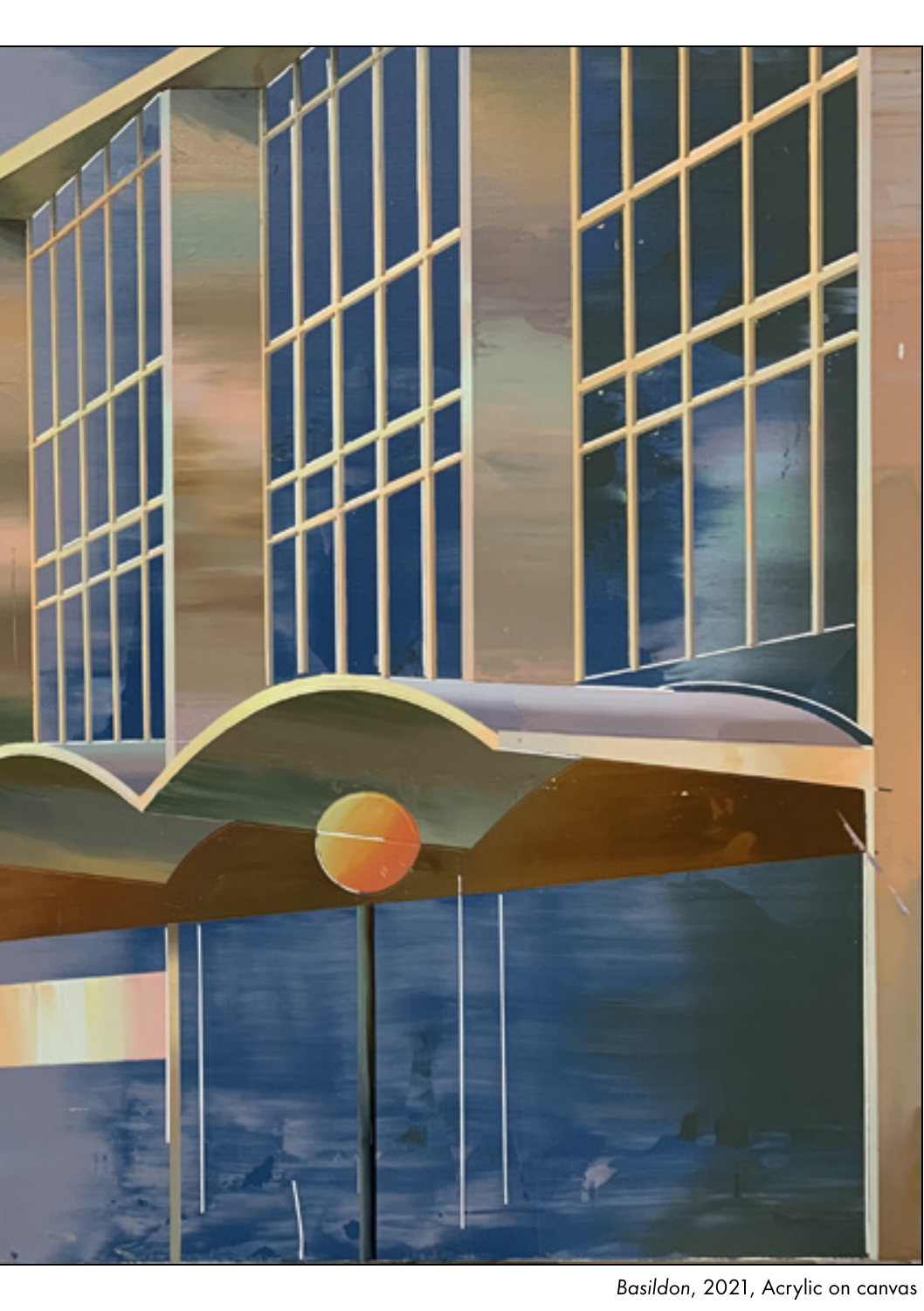*Basildon*, 2021, Acrylic on canvas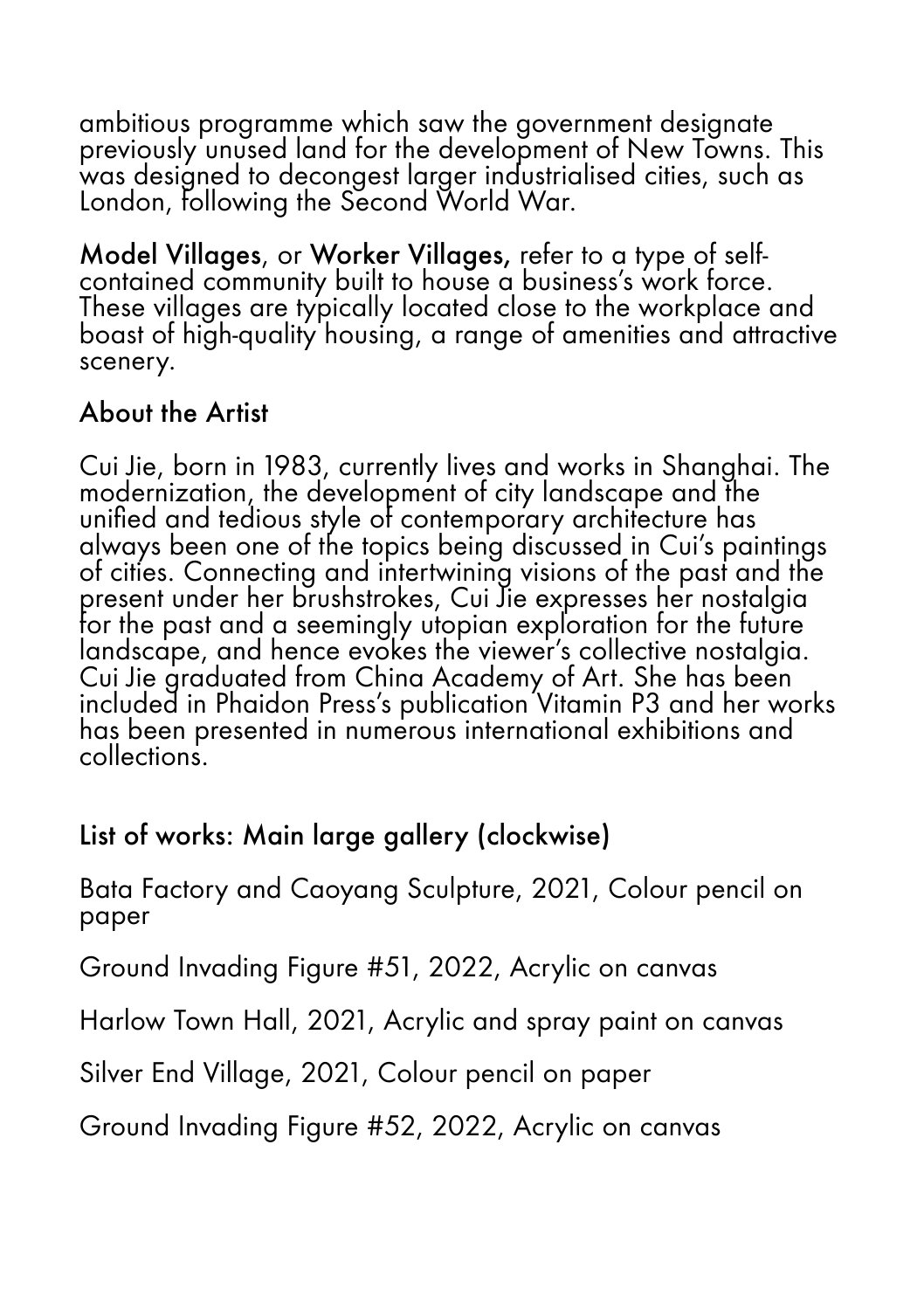ambitious programme which saw the government designate previously unused land for the development of New Towns. This was designed to decongest larger industrialised cities, such as London, following the Second World War.

**Model Villages**, or **Worker Villages,** refer to a type of self-contained community built to house a business's work force. These villages are typically located close to the workplace and boast of high-quality housing, a range of amenities and attractive scenery.

## About the Artist

Cui Jie, born in 1983, currently lives and works in Shanghai. The modernization, the development of city landscape and the unified and tedious style of contemporary architecture has always been one of the topics being discussed in Cui's paintings of cities. Connecting and intertwining visions of the past and the present under her brushstrokes, Cui Jie expresses her nostalgia for the past and a seemingly utopian exploration for the future landscape, and hence evokes the viewer's collective nostalgia. Cui Jie graduated from China Academy of Art. She has been included in Phaidon Press's publication Vitamin P3 and her works has been presented in numerous international exhibitions and collections.

## List of works: Main large gallery (clockwise)

Bata Factory and Caoyang Sculpture, 2021, Colour pencil on paper

Ground Invading Figure #51, 2022, Acrylic on canvas

Harlow Town Hall, 2021, Acrylic and spray paint on canvas

Silver End Village, 2021, Colour pencil on paper

Ground Invading Figure #52, 2022, Acrylic on canvas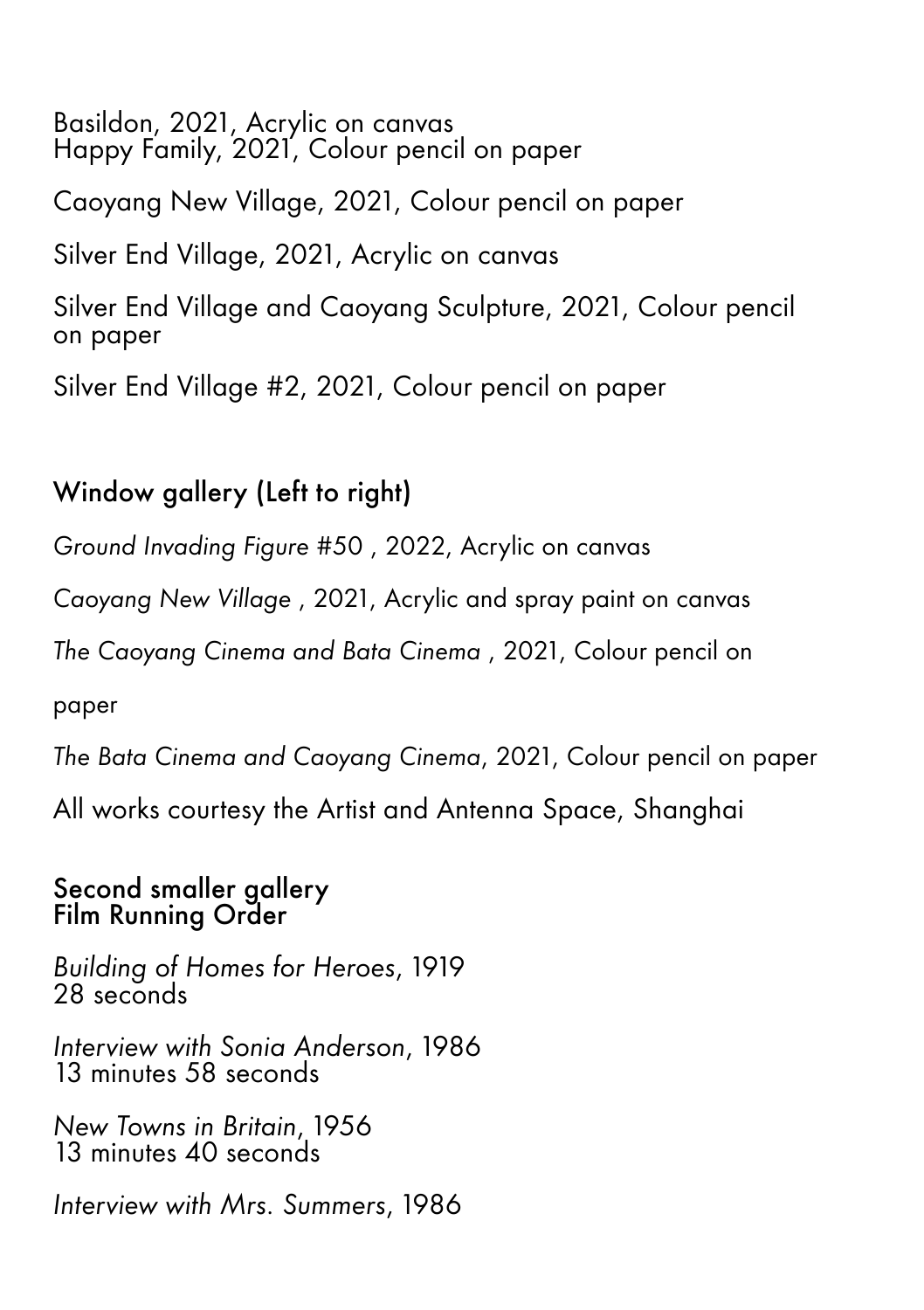Basildon, 2021, Acrylic on canvas
Happy Family, 2021, Colour pencil on paper

Caoyang New Village, 2021, Colour pencil on paper

Silver End Village, 2021, Acrylic on canvas

Silver End Village and Caoyang Sculpture, 2021, Colour pencil on paper

Silver End Village #2, 2021, Colour pencil on paper

## Window gallery (Left to right)

*Ground Invading Figure* #50 , 2022, Acrylic on canvas

*Caoyang New Village* , 2021, Acrylic and spray paint on canvas

*The Caoyang Cinema and Bata Cinema* , 2021, Colour pencil on paper

*The Bata Cinema and Caoyang Cinema*, 2021, Colour pencil on paper

All works courtesy the Artist and Antenna Space, Shanghai

## Second smaller gallery
## Film Running Order

*Building of Homes for Heroes*, 1919
28 seconds

*Interview with Sonia Anderson*, 1986
13 minutes 58 seconds

*New Towns in Britain*, 1956
13 minutes 40 seconds

*Interview with Mrs. Summers*, 1986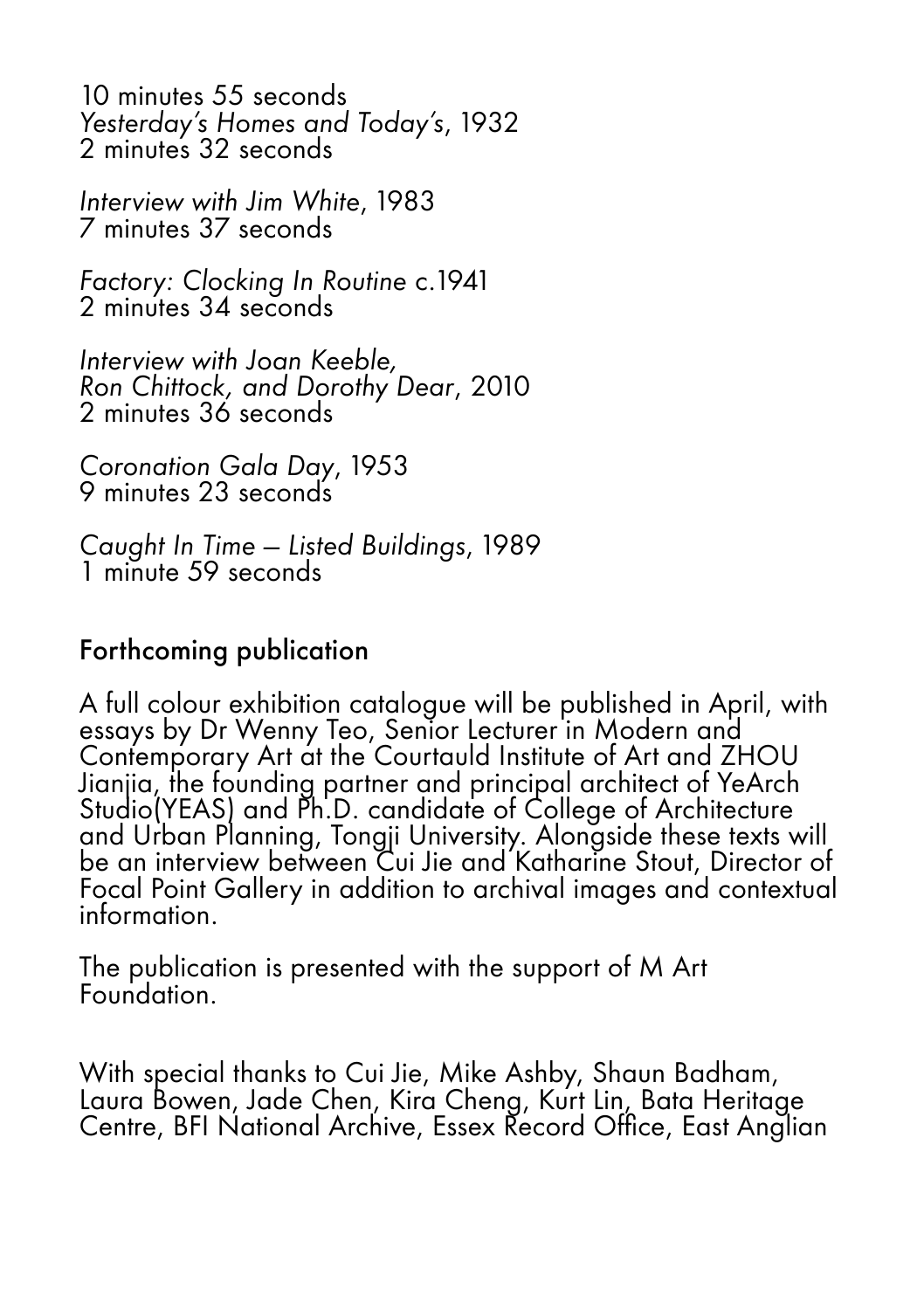10 minutes 55 seconds
*Yesterday's Homes and Today's*, 1932
2 minutes 32 seconds

*Interview with Jim White*, 1983
7 minutes 37 seconds

*Factory: Clocking In Routine* c.1941
2 minutes 34 seconds

*Interview with Joan Keeble, Ron Chittock, and Dorothy Dear*, 2010
2 minutes 36 seconds

*Coronation Gala Day*, 1953
9 minutes 23 seconds

*Caught In Time – Listed Buildings*, 1989
1 minute 59 seconds

## Forthcoming publication

A full colour exhibition catalogue will be published in April, with essays by Dr Wenny Teo, Senior Lecturer in Modern and Contemporary Art at the Courtauld Institute of Art and ZHOU Jianjia, the founding partner and principal architect of YeArch Studio(YEAS) and Ph.D. candidate of College of Architecture and Urban Planning, Tongji University. Alongside these texts will be an interview between Cui Jie and Katharine Stout, Director of Focal Point Gallery in addition to archival images and contextual information.

The publication is presented with the support of M Art Foundation.

With special thanks to Cui Jie, Mike Ashby, Shaun Badham, Laura Bowen, Jade Chen, Kira Cheng, Kurt Lin, Bata Heritage Centre, BFI National Archive, Essex Record Office, East Anglian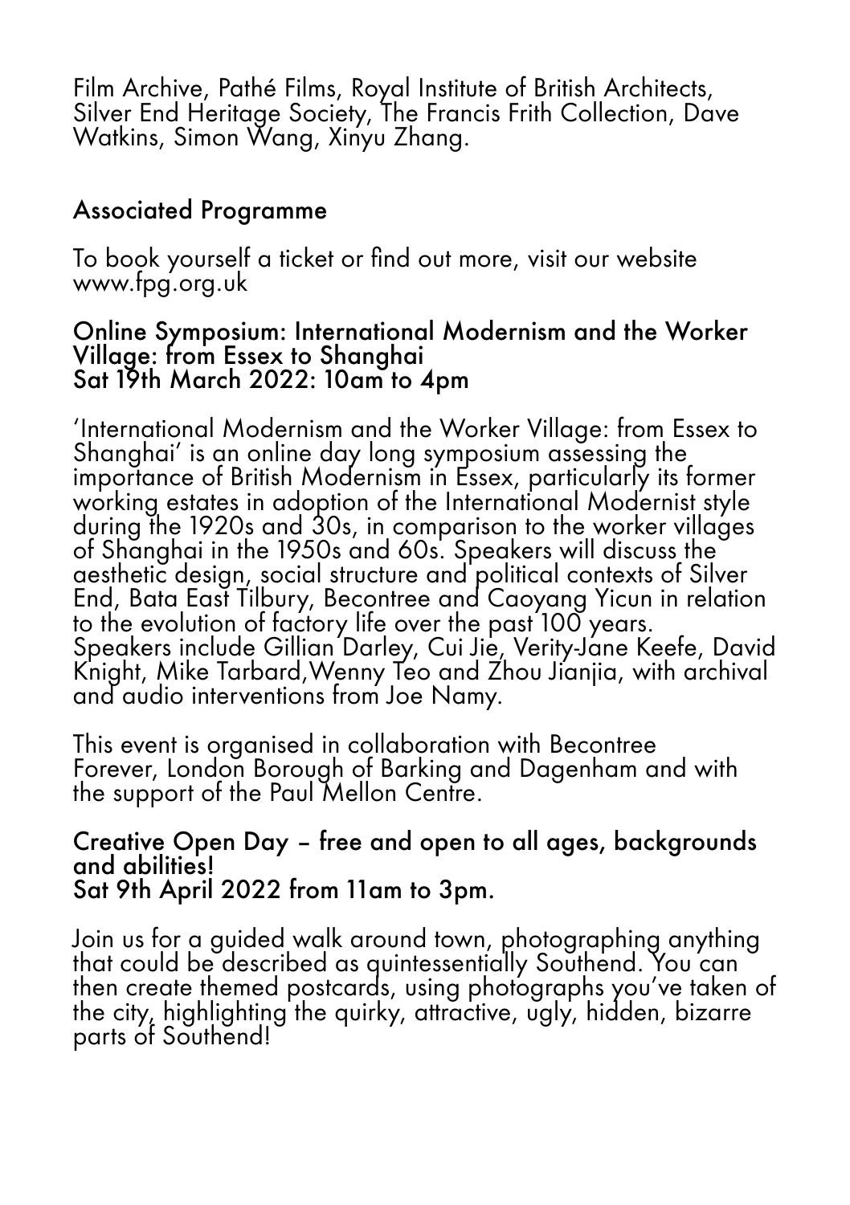Film Archive, Pathé Films, Royal Institute of British Architects, Silver End Heritage Society, The Francis Frith Collection, Dave Watkins, Simon Wang, Xinyu Zhang.

## Associated Programme

To book yourself a ticket or find out more, visit our website www.fpg.org.uk

### Online Symposium: International Modernism and the Worker Village: from Essex to Shanghai
### Sat 19th March 2022: 10am to 4pm

'International Modernism and the Worker Village: from Essex to Shanghai' is an online day long symposium assessing the importance of British Modernism in Essex, particularly its former working estates in adoption of the International Modernist style during the 1920s and 30s, in comparison to the worker villages of Shanghai in the 1950s and 60s. Speakers will discuss the aesthetic design, social structure and political contexts of Silver End, Bata East Tilbury, Becontree and Caoyang Yicun in relation to the evolution of factory life over the past 100 years. Speakers include Gillian Darley, Cui Jie, Verity-Jane Keefe, David Knight, Mike Tarbard,Wenny Teo and Zhou Jianjia, with archival and audio interventions from Joe Namy.

This event is organised in collaboration with Becontree Forever, London Borough of Barking and Dagenham and with the support of the Paul Mellon Centre.

### Creative Open Day – free and open to all ages, backgrounds and abilities!
### Sat 9th April 2022 from 11am to 3pm.

Join us for a guided walk around town, photographing anything that could be described as quintessentially Southend. You can then create themed postcards, using photographs you've taken of the city, highlighting the quirky, attractive, ugly, hidden, bizarre parts of Southend!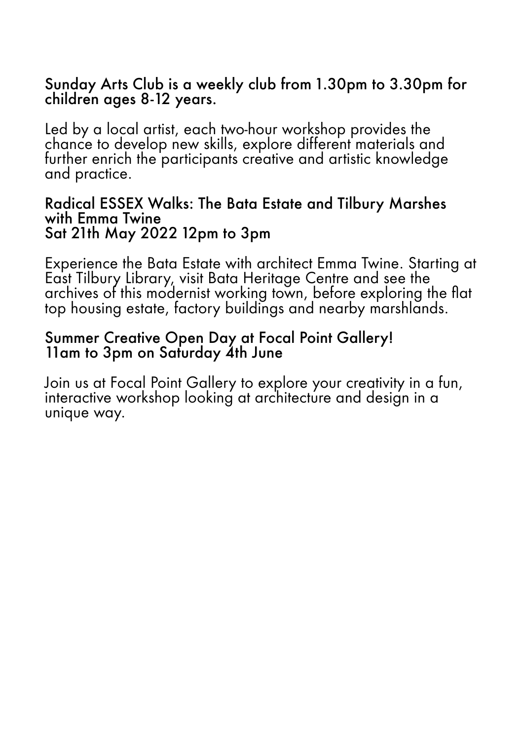**Sunday Arts Club is a weekly club from 1.30pm to 3.30pm for children ages 8-12 years.**

Led by a local artist, each two-hour workshop provides the chance to develop new skills, explore different materials and further enrich the participants creative and artistic knowledge and practice.

**Radical ESSEX Walks: The Bata Estate and Tilbury Marshes with Emma Twine**
**Sat 21th May 2022 12pm to 3pm**

Experience the Bata Estate with architect Emma Twine. Starting at East Tilbury Library, visit Bata Heritage Centre and see the archives of this modernist working town, before exploring the flat top housing estate, factory buildings and nearby marshlands.

**Summer Creative Open Day at Focal Point Gallery!**
**11am to 3pm on Saturday 4th June**

Join us at Focal Point Gallery to explore your creativity in a fun, interactive workshop looking at architecture and design in a unique way.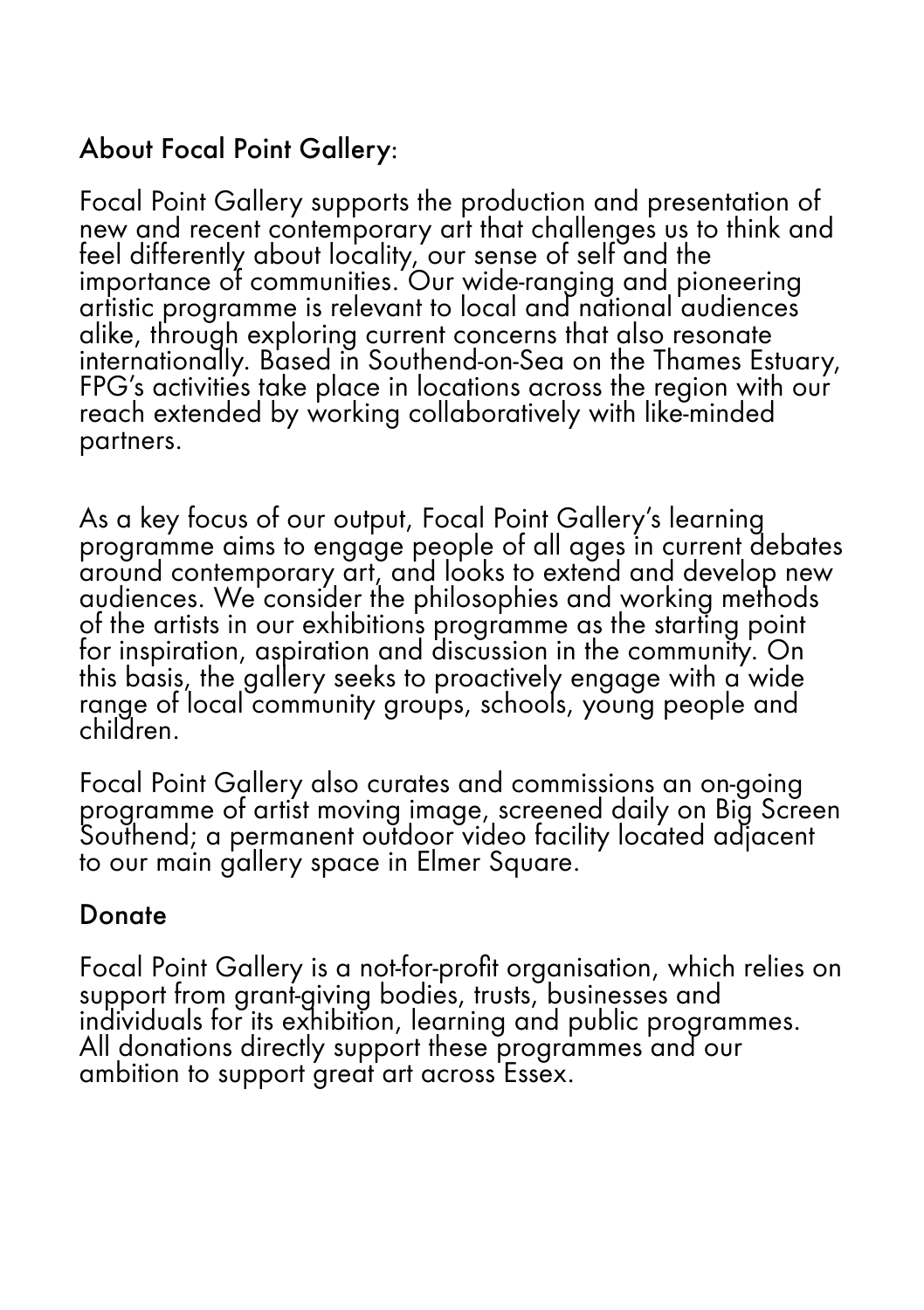## About Focal Point Gallery:

Focal Point Gallery supports the production and presentation of new and recent contemporary art that challenges us to think and feel differently about locality, our sense of self and the importance of communities. Our wide-ranging and pioneering artistic programme is relevant to local and national audiences alike, through exploring current concerns that also resonate internationally. Based in Southend-on-Sea on the Thames Estuary, FPG's activities take place in locations across the region with our reach extended by working collaboratively with like-minded partners.

As a key focus of our output, Focal Point Gallery's learning programme aims to engage people of all ages in current debates around contemporary art, and looks to extend and develop new audiences. We consider the philosophies and working methods of the artists in our exhibitions programme as the starting point for inspiration, aspiration and discussion in the community. On this basis, the gallery seeks to proactively engage with a wide range of local community groups, schools, young people and children.

Focal Point Gallery also curates and commissions an on-going programme of artist moving image, screened daily on Big Screen Southend; a permanent outdoor video facility located adjacent to our main gallery space in Elmer Square.

## Donate

Focal Point Gallery is a not-for-profit organisation, which relies on support from grant-giving bodies, trusts, businesses and individuals for its exhibition, learning and public programmes. All donations directly support these programmes and our ambition to support great art across Essex.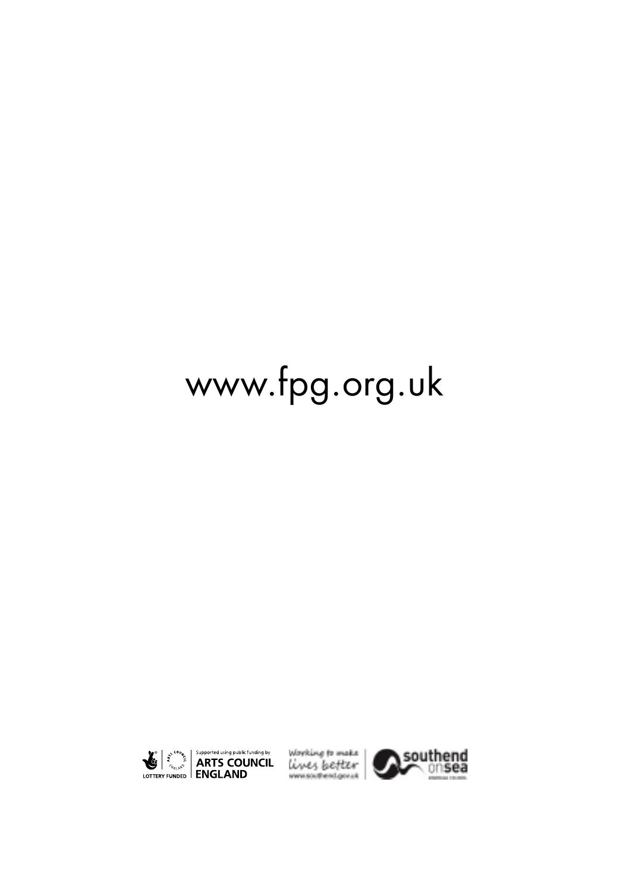www.fpg.org.uk

LOTTERY FUNDED | Supported using public funding by ARTS COUNCIL ENGLAND

Working to make lives better www.southend.gov.uk | southend on sea